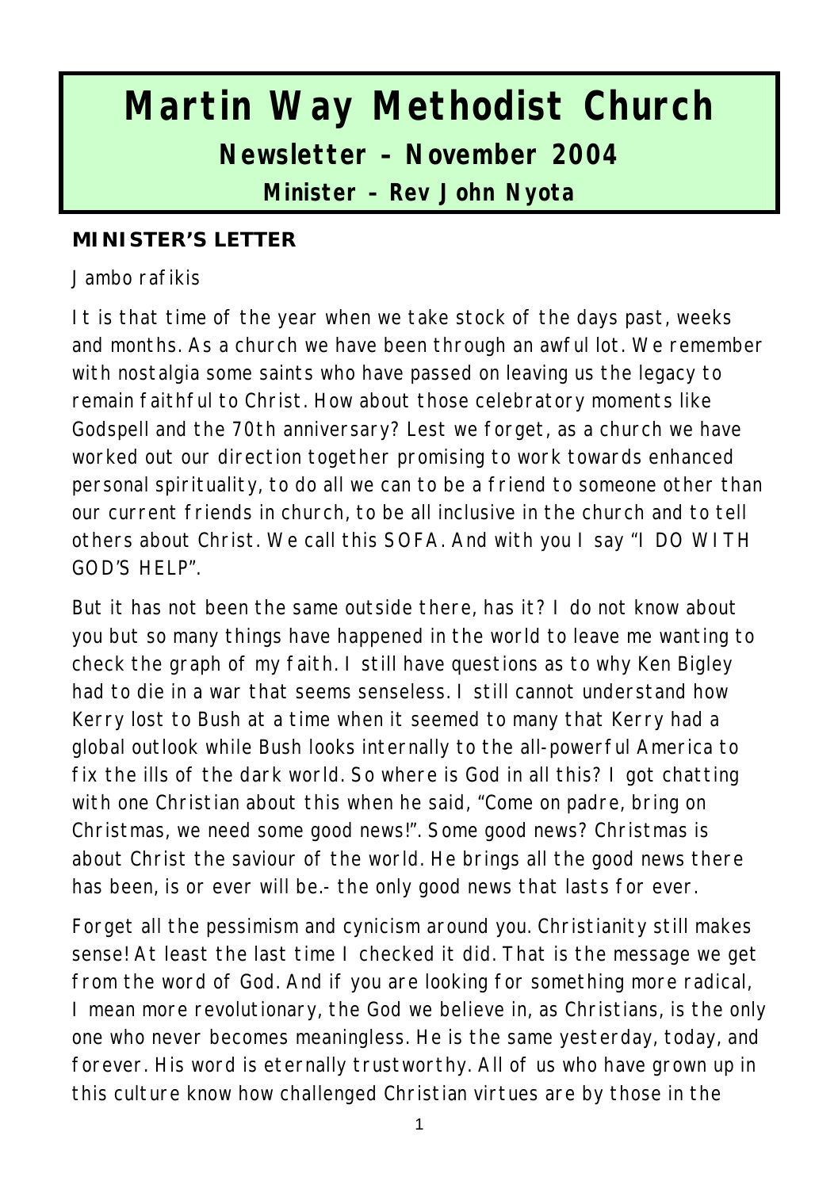# Martin Way Methodist Church

## Newsletter – November 2004

### Minister – Rev John Nyota

**MINISTER'S LETTER**

Jambo rafikis

It is that time of the year when we take stock of the days past, weeks and months. As a church we have been through an awful lot. We remember with nostalgia some saints who have passed on leaving us the legacy to remain faithful to Christ. How about those celebratory moments like Godspell and the 70th anniversary? Lest we forget, as a church we have worked out our direction together promising to work towards enhanced personal spirituality, to do all we can to be a friend to someone other than our current friends in church, to be all inclusive in the church and to tell others about Christ. We call this SOFA. And with you I say "I DO WITH GOD'S HELP".

But it has not been the same outside there, has it? I do not know about you but so many things have happened in the world to leave me wanting to check the graph of my faith. I still have questions as to why Ken Bigley had to die in a war that seems senseless. I still cannot understand how Kerry lost to Bush at a time when it seemed to many that Kerry had a global outlook while Bush looks internally to the all-powerful America to fix the ills of the dark world. So where is God in all this? I got chatting with one Christian about this when he said, "Come on padre, bring on Christmas, we need some good news!". Some good news? Christmas is about Christ the saviour of the world. He brings all the good news there has been, is or ever will be.- the only good news that lasts for ever.

Forget all the pessimism and cynicism around you. Christianity still makes sense! At least the last time I checked it did. That is the message we get from the word of God. And if you are looking for something more radical, I mean more revolutionary, the God we believe in, as Christians, is the only one who never becomes meaningless. He is the same yesterday, today, and forever. His word is eternally trustworthy. All of us who have grown up in this culture know how challenged Christian virtues are by those in the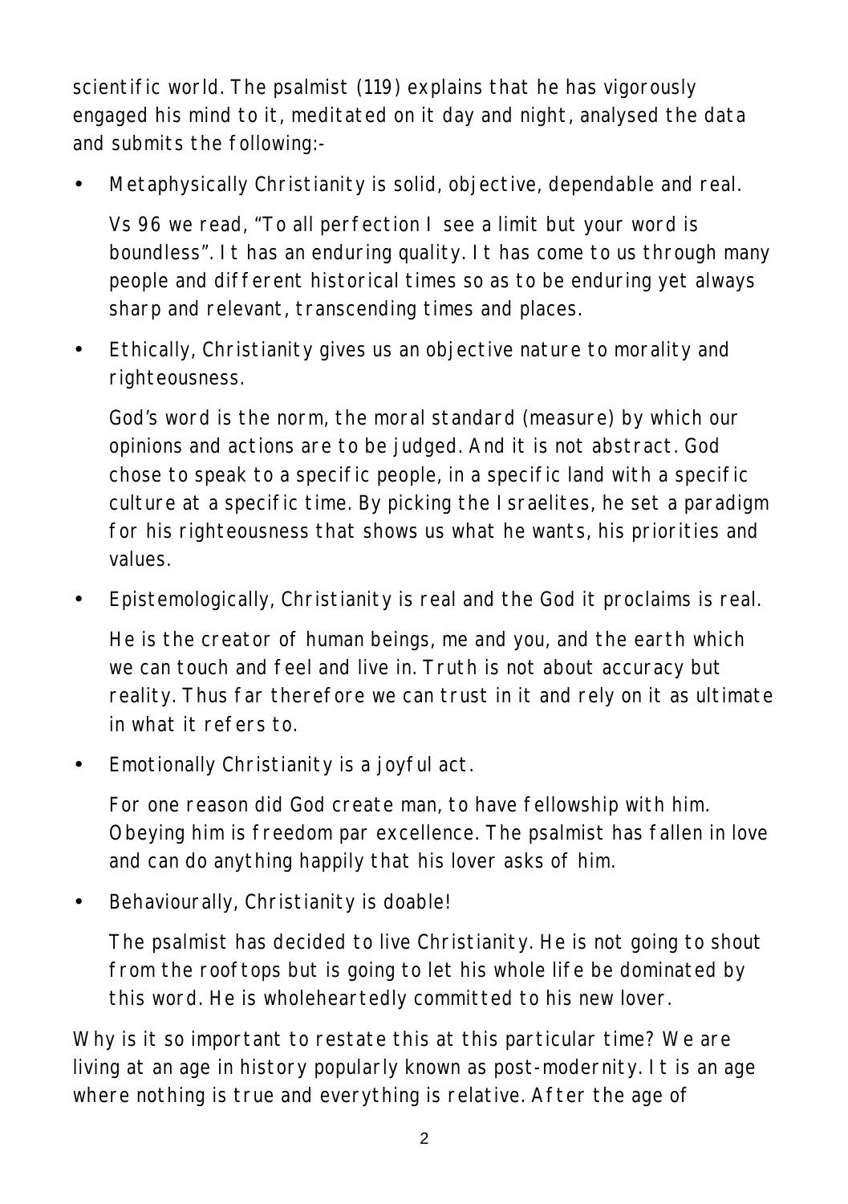scientific world. The psalmist (119) explains that he has vigorously engaged his mind to it, meditated on it day and night, analysed the data and submits the following:-

- Metaphysically Christianity is solid, objective, dependable and real.

  Vs 96 we read, "To all perfection I see a limit but your word is boundless". It has an enduring quality. It has come to us through many people and different historical times so as to be enduring yet always sharp and relevant, transcending times and places.

- Ethically, Christianity gives us an objective nature to morality and righteousness.

  God's word is the norm, the moral standard (measure) by which our opinions and actions are to be judged. And it is not abstract. God chose to speak to a specific people, in a specific land with a specific culture at a specific time. By picking the Israelites, he set a paradigm for his righteousness that shows us what he wants, his priorities and values.

- Epistemologically, Christianity is real and the God it proclaims is real.

  He is the creator of human beings, me and you, and the earth which we can touch and feel and live in. Truth is not about accuracy but reality. Thus far therefore we can trust in it and rely on it as ultimate in what it refers to.

- Emotionally Christianity is a joyful act.

  For one reason did God create man, to have fellowship with him. Obeying him is freedom par excellence. The psalmist has fallen in love and can do anything happily that his lover asks of him.

- Behaviourally, Christianity is doable!

  The psalmist has decided to live Christianity. He is not going to shout from the rooftops but is going to let his whole life be dominated by this word. He is wholeheartedly committed to his new lover.

Why is it so important to restate this at this particular time? We are living at an age in history popularly known as post-modernity. It is an age where nothing is true and everything is relative. After the age of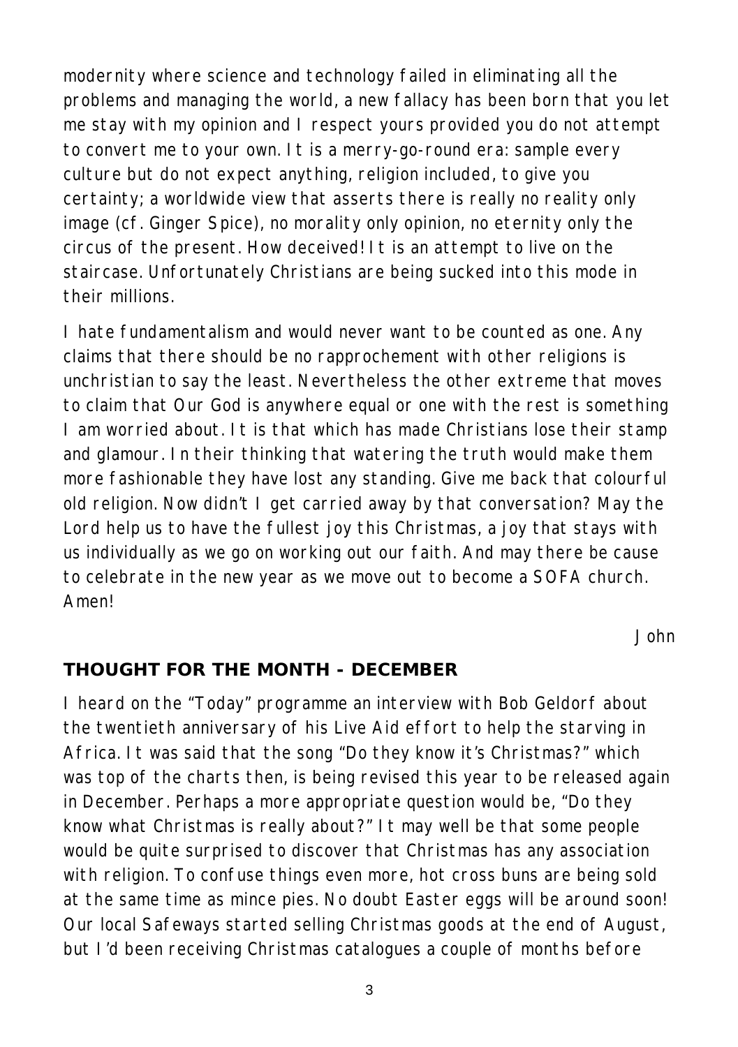modernity where science and technology failed in eliminating all the problems and managing the world, a new fallacy has been born that you let me stay with my opinion and I respect yours provided you do not attempt to convert me to your own. It is a merry-go-round era: sample every culture but do not expect anything, religion included, to give you certainty; a worldwide view that asserts there is really no reality only image (cf. Ginger Spice), no morality only opinion, no eternity only the circus of the present. How deceived! It is an attempt to live on the staircase. Unfortunately Christians are being sucked into this mode in their millions.

I hate fundamentalism and would never want to be counted as one. Any claims that there should be no rapprochement with other religions is unchristian to say the least. Nevertheless the other extreme that moves to claim that Our God is anywhere equal or one with the rest is something I am worried about. It is that which has made Christians lose their stamp and glamour. In their thinking that watering the truth would make them more fashionable they have lost any standing. Give me back that colourful old religion. Now didn't I get carried away by that conversation? May the Lord help us to have the fullest joy this Christmas, a joy that stays with us individually as we go on working out our faith. And may there be cause to celebrate in the new year as we move out to become a SOFA church. Amen!

John

## THOUGHT FOR THE MONTH - DECEMBER

I heard on the "Today" programme an interview with Bob Geldorf about the twentieth anniversary of his Live Aid effort to help the starving in Africa. It was said that the song "Do they know it's Christmas?" which was top of the charts then, is being revised this year to be released again in December. Perhaps a more appropriate question would be, "Do they know what Christmas is really about?" It may well be that some people would be quite surprised to discover that Christmas has any association with religion. To confuse things even more, hot cross buns are being sold at the same time as mince pies. No doubt Easter eggs will be around soon! Our local Safeways started selling Christmas goods at the end of August, but I'd been receiving Christmas catalogues a couple of months before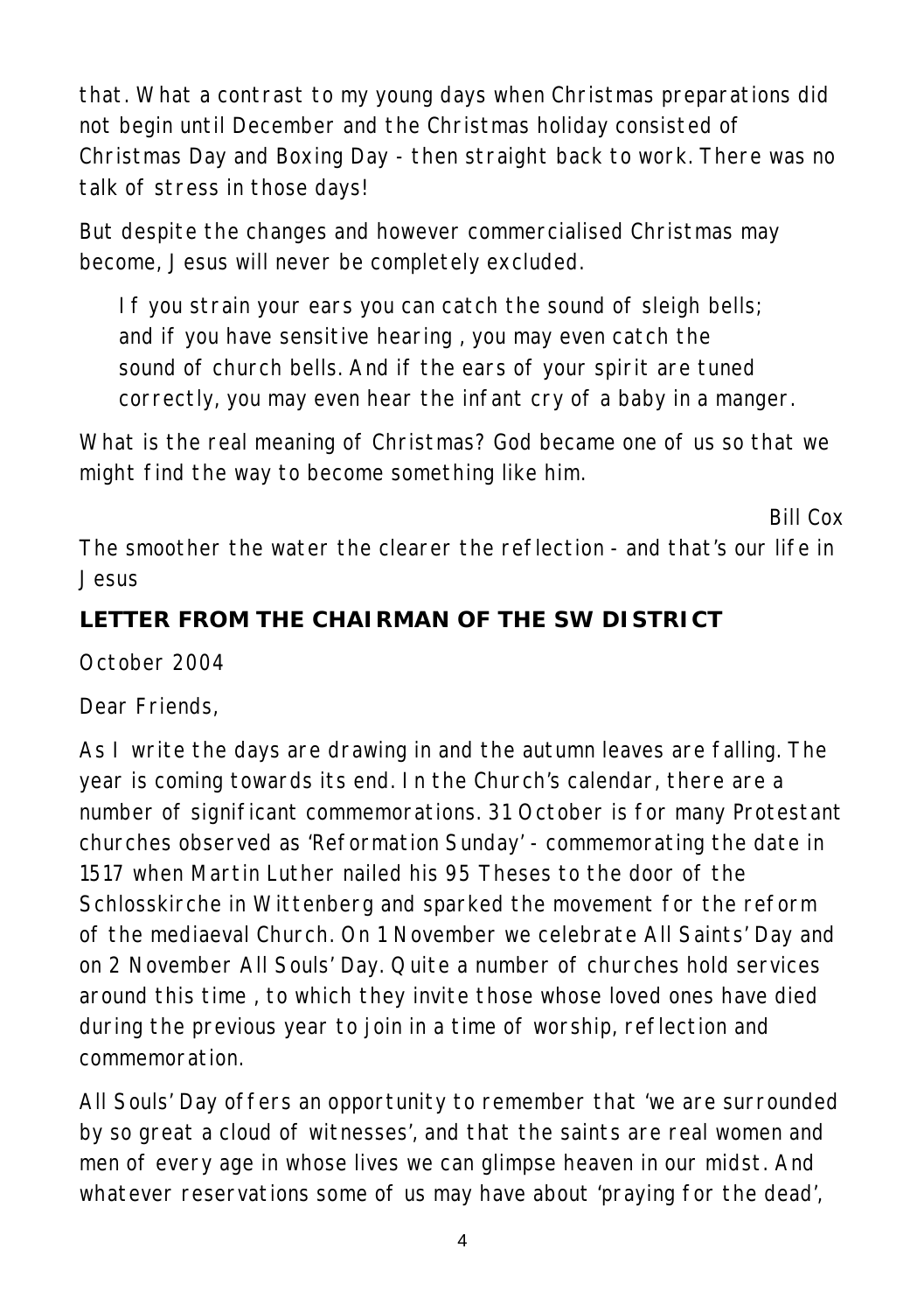that. What a contrast to my young days when Christmas preparations did not begin until December and the Christmas holiday consisted of Christmas Day and Boxing Day - then straight back to work. There was no talk of stress in those days!

But despite the changes and however commercialised Christmas may become, Jesus will never be completely excluded.

> If you strain your ears you can catch the sound of sleigh bells; and if you have sensitive hearing , you may even catch the sound of church bells. And if the ears of your spirit are tuned correctly, you may even hear the infant cry of a baby in a manger.

What is the real meaning of Christmas? God became one of us so that we might find the way to become something like him.

Bill Cox

The smoother the water the clearer the reflection - and that's our life in Jesus

## LETTER FROM THE CHAIRMAN OF THE SW DISTRICT

October 2004

Dear Friends,

As I write the days are drawing in and the autumn leaves are falling. The year is coming towards its end. In the Church's calendar, there are a number of significant commemorations. 31 October is for many Protestant churches observed as 'Reformation Sunday' - commemorating the date in 1517 when Martin Luther nailed his 95 Theses to the door of the Schlosskirche in Wittenberg and sparked the movement for the reform of the mediaeval Church. On 1 November we celebrate All Saints' Day and on 2 November All Souls' Day. Quite a number of churches hold services around this time , to which they invite those whose loved ones have died during the previous year to join in a time of worship, reflection and commemoration.

All Souls' Day offers an opportunity to remember that 'we are surrounded by so great a cloud of witnesses', and that the saints are real women and men of every age in whose lives we can glimpse heaven in our midst. And whatever reservations some of us may have about 'praying for the dead',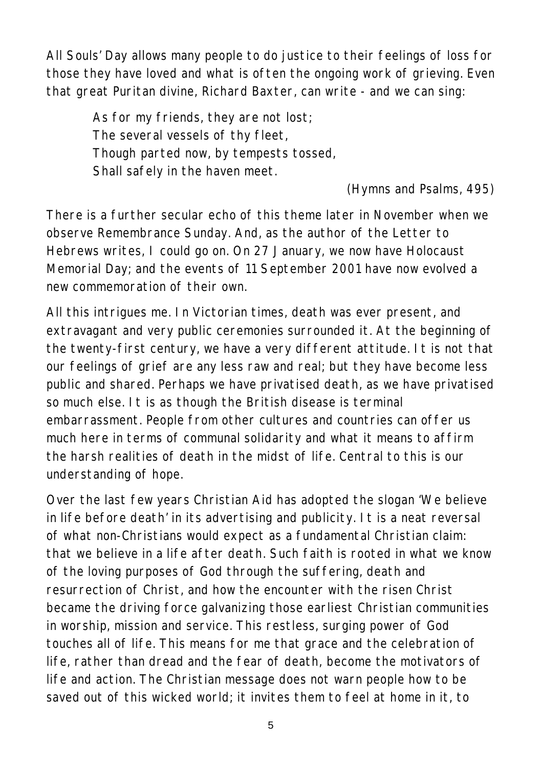All Souls' Day allows many people to do justice to their feelings of loss for those they have loved and what is often the ongoing work of grieving. Even that great Puritan divine, Richard Baxter, can write - and we can sing:

> As for my friends, they are not lost;
> The several vessels of thy fleet,
> Though parted now, by tempests tossed,
> Shall safely in the haven meet.
>
> (Hymns and Psalms, 495)

There is a further secular echo of this theme later in November when we observe Remembrance Sunday. And, as the author of the Letter to Hebrews writes, I could go on. On 27 January, we now have Holocaust Memorial Day; and the events of 11 September 2001 have now evolved a new commemoration of their own.

All this intrigues me. In Victorian times, death was ever present, and extravagant and very public ceremonies surrounded it. At the beginning of the twenty-first century, we have a very different attitude. It is not that our feelings of grief are any less raw and real; but they have become less public and shared. Perhaps we have privatised death, as we have privatised so much else. It is as though the British disease is terminal embarrassment. People from other cultures and countries can offer us much here in terms of communal solidarity and what it means to affirm the harsh realities of death in the midst of life. Central to this is our understanding of hope.

Over the last few years Christian Aid has adopted the slogan 'We believe in life before death' in its advertising and publicity. It is a neat reversal of what non-Christians would expect as a fundamental Christian claim: that we believe in a life after death. Such faith is rooted in what we know of the loving purposes of God through the suffering, death and resurrection of Christ, and how the encounter with the risen Christ became the driving force galvanizing those earliest Christian communities in worship, mission and service. This restless, surging power of God touches all of life. This means for me that grace and the celebration of life, rather than dread and the fear of death, become the motivators of life and action. The Christian message does not warn people how to be saved out of this wicked world; it invites them to feel at home in it, to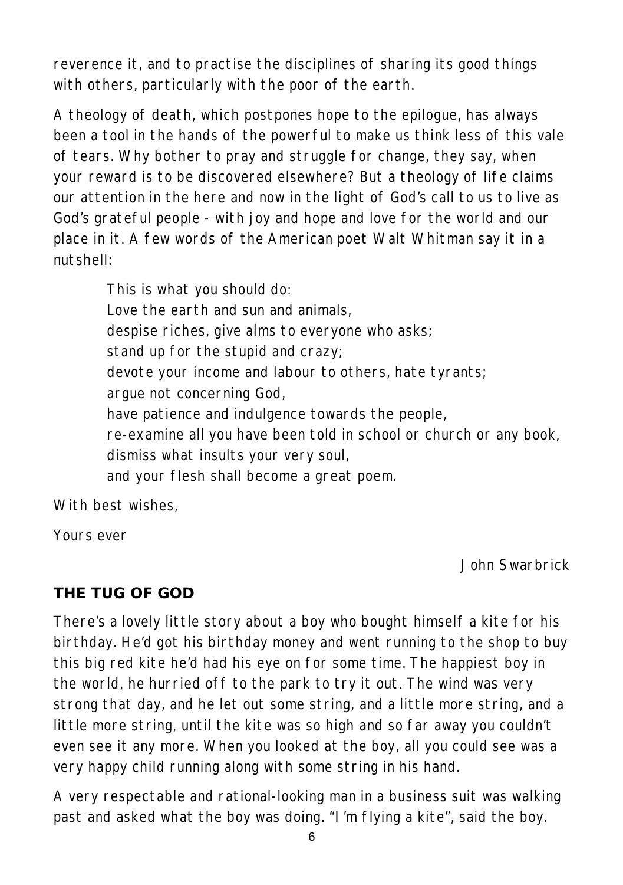reverence it, and to practise the disciplines of sharing its good things with others, particularly with the poor of the earth.

A theology of death, which postpones hope to the epilogue, has always been a tool in the hands of the powerful to make us think less of this vale of tears. Why bother to pray and struggle for change, they say, when your reward is to be discovered elsewhere? But a theology of life claims our attention in the here and now in the light of God's call to us to live as God's grateful people - with joy and hope and love for the world and our place in it. A few words of the American poet Walt Whitman say it in a nutshell:

> This is what you should do:
> Love the earth and sun and animals,
> despise riches, give alms to everyone who asks;
> stand up for the stupid and crazy;
> devote your income and labour to others, hate tyrants;
> argue not concerning God,
> have patience and indulgence towards the people,
> re-examine all you have been told in school or church or any book,
> dismiss what insults your very soul,
> and your flesh shall become a great poem.

With best wishes,

Yours ever

John Swarbrick

## THE TUG OF GOD

There's a lovely little story about a boy who bought himself a kite for his birthday. He'd got his birthday money and went running to the shop to buy this big red kite he'd had his eye on for some time. The happiest boy in the world, he hurried off to the park to try it out. The wind was very strong that day, and he let out some string, and a little more string, and a little more string, until the kite was so high and so far away you couldn't even see it any more. When you looked at the boy, all you could see was a very happy child running along with some string in his hand.

A very respectable and rational-looking man in a business suit was walking past and asked what the boy was doing. "I'm flying a kite", said the boy.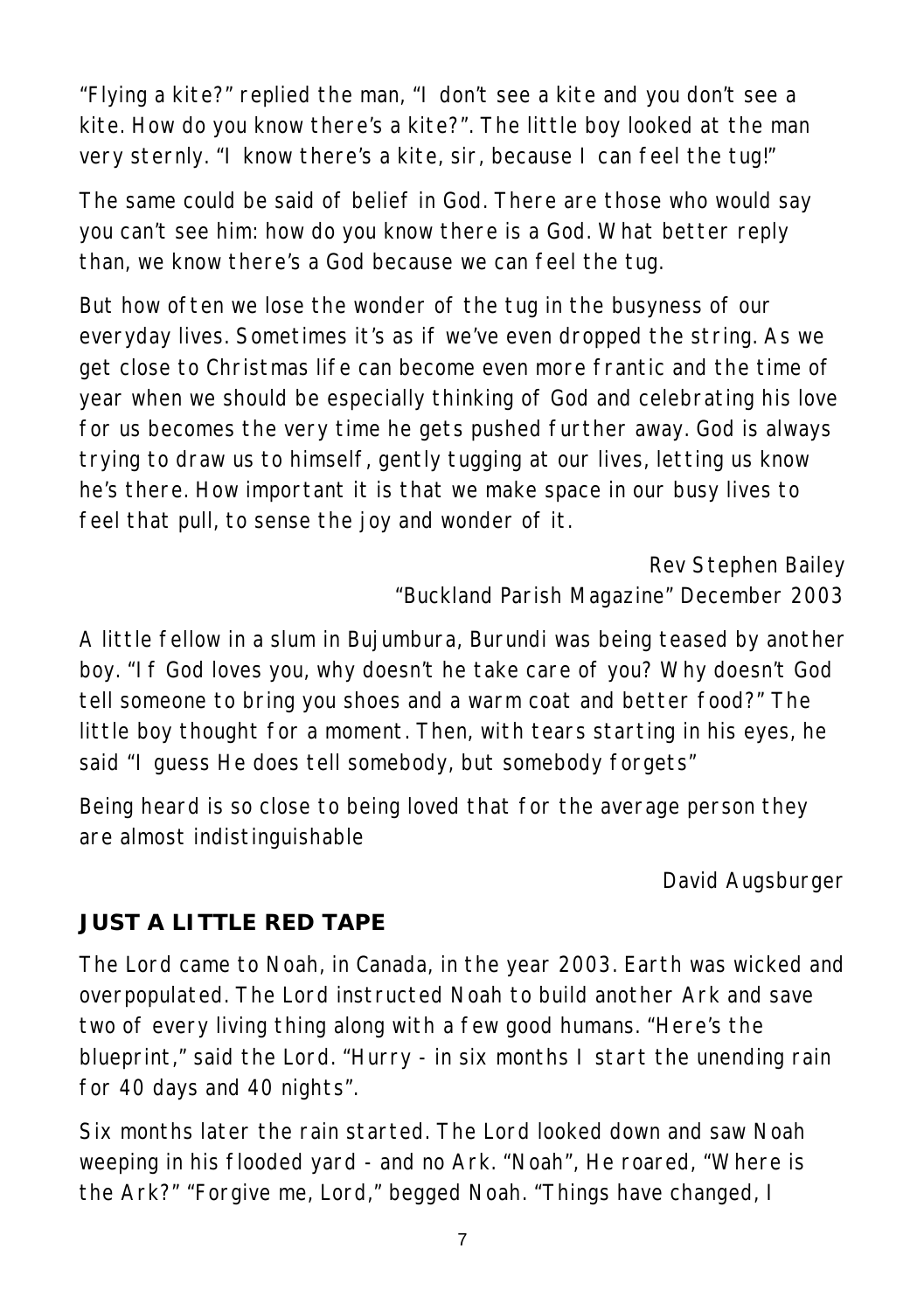"Flying a kite?" replied the man, "I don't see a kite and you don't see a kite. How do you know there's a kite?". The little boy looked at the man very sternly. "I know there's a kite, sir, because I can feel the tug!"

The same could be said of belief in God. There are those who would say you can't see him: how do you know there is a God. What better reply than, we know there's a God because we can feel the tug.

But how often we lose the wonder of the tug in the busyness of our everyday lives. Sometimes it's as if we've even dropped the string. As we get close to Christmas life can become even more frantic and the time of year when we should be especially thinking of God and celebrating his love for us becomes the very time he gets pushed further away. God is always trying to draw us to himself, gently tugging at our lives, letting us know he's there. How important it is that we make space in our busy lives to feel that pull, to sense the joy and wonder of it.

Rev Stephen Bailey
"Buckland Parish Magazine" December 2003

A little fellow in a slum in Bujumbura, Burundi was being teased by another boy. "If God loves you, why doesn't he take care of you? Why doesn't God tell someone to bring you shoes and a warm coat and better food?" The little boy thought for a moment. Then, with tears starting in his eyes, he said "I guess He does tell somebody, but somebody forgets"

Being heard is so close to being loved that for the average person they are almost indistinguishable

David Augsburger

**JUST A LITTLE RED TAPE**

The Lord came to Noah, in Canada, in the year 2003. Earth was wicked and overpopulated. The Lord instructed Noah to build another Ark and save two of every living thing along with a few good humans. "Here's the blueprint," said the Lord. "Hurry - in six months I start the unending rain for 40 days and 40 nights".

Six months later the rain started. The Lord looked down and saw Noah weeping in his flooded yard - and no Ark. "Noah", He roared, "Where is the Ark?" "Forgive me, Lord," begged Noah. "Things have changed, I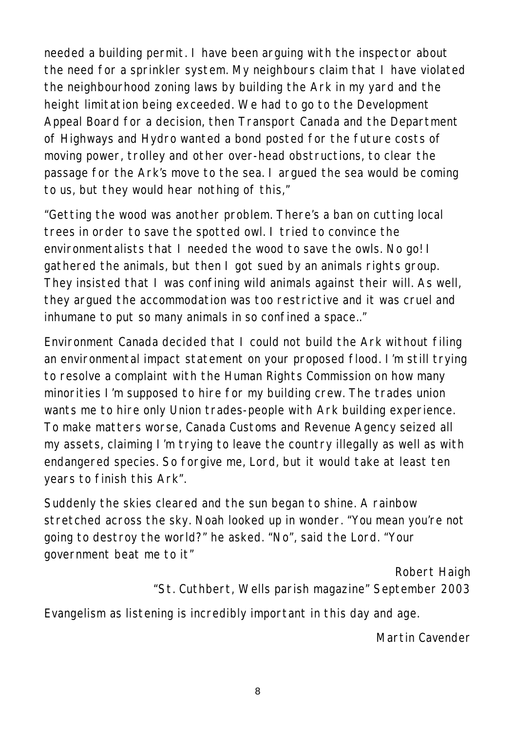needed a building permit. I have been arguing with the inspector about the need for a sprinkler system. My neighbours claim that I have violated the neighbourhood zoning laws by building the Ark in my yard and the height limitation being exceeded. We had to go to the Development Appeal Board for a decision, then Transport Canada and the Department of Highways and Hydro wanted a bond posted for the future costs of moving power, trolley and other over-head obstructions, to clear the passage for the Ark's move to the sea. I argued the sea would be coming to us, but they would hear nothing of this,"

"Getting the wood was another problem. There's a ban on cutting local trees in order to save the spotted owl. I tried to convince the environmentalists that I needed the wood to save the owls. No go! I gathered the animals, but then I got sued by an animals rights group. They insisted that I was confining wild animals against their will. As well, they argued the accommodation was too restrictive and it was cruel and inhumane to put so many animals in so confined a space.."

Environment Canada decided that I could not build the Ark without filing an environmental impact statement on your proposed flood. I'm still trying to resolve a complaint with the Human Rights Commission on how many minorities I'm supposed to hire for my building crew. The trades union wants me to hire only Union trades-people with Ark building experience. To make matters worse, Canada Customs and Revenue Agency seized all my assets, claiming I'm trying to leave the country illegally as well as with endangered species. So forgive me, Lord, but it would take at least ten years to finish this Ark".

Suddenly the skies cleared and the sun began to shine. A rainbow stretched across the sky. Noah looked up in wonder. "You mean you're not going to destroy the world?" he asked. "No", said the Lord. "Your government beat me to it"

Robert Haigh
"St. Cuthbert, Wells parish magazine" September 2003

Evangelism as listening is incredibly important in this day and age.

Martin Cavender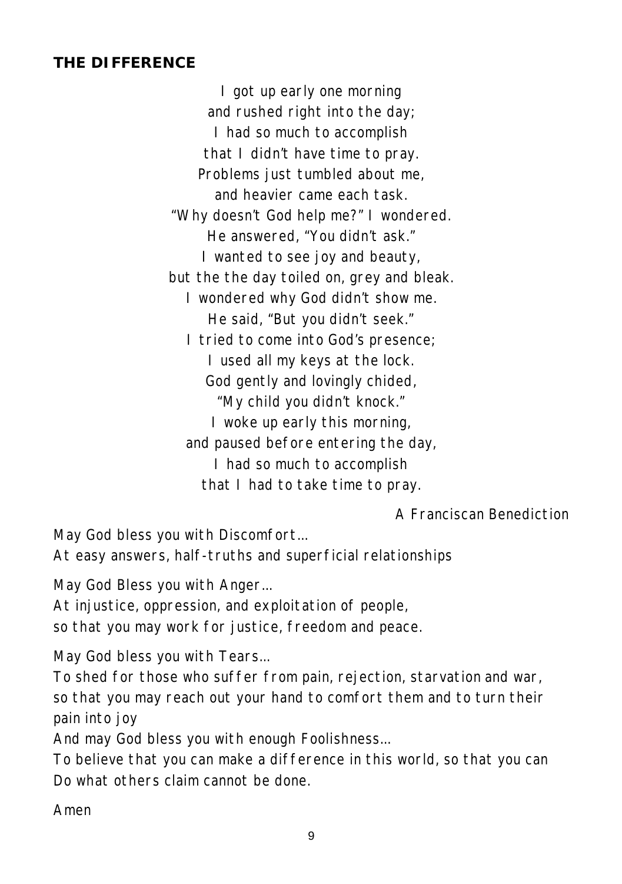## THE DIFFERENCE

I got up early one morning  
and rushed right into the day;  
I had so much to accomplish  
that I didn't have time to pray.  
Problems just tumbled about me,  
and heavier came each task.  
"Why doesn't God help me?" I wondered.  
He answered, "You didn't ask."  
I wanted to see joy and beauty,  
but the the day toiled on, grey and bleak.  
I wondered why God didn't show me.  
He said, "But you didn't seek."  
I tried to come into God's presence;  
I used all my keys at the lock.  
God gently and lovingly chided,  
"My child you didn't knock."  
I woke up early this morning,  
and paused before entering the day,  
I had so much to accomplish  
that I had to take time to pray.

A Franciscan Benediction

May God bless you with Discomfort…  
At easy answers, half-truths and superficial relationships

May God Bless you with Anger…  
At injustice, oppression, and exploitation of people,  
so that you may work for justice, freedom and peace.

May God bless you with Tears…  
To shed for those who suffer from pain, rejection, starvation and war,  
so that you may reach out your hand to comfort them and to turn their pain into joy  
And may God bless you with enough Foolishness…  
To believe that you can make a difference in this world, so that you can Do what others claim cannot be done.

Amen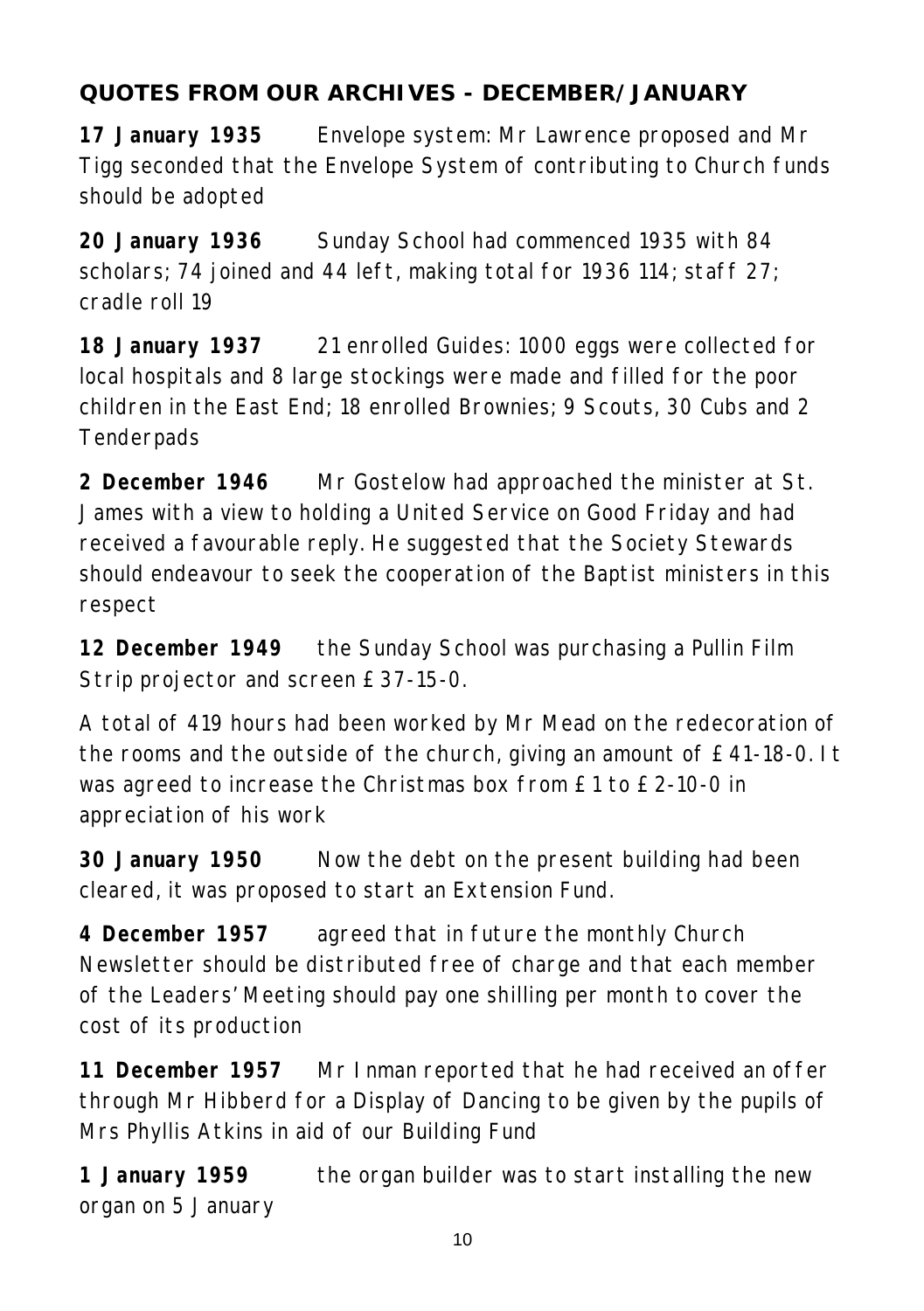## QUOTES FROM OUR ARCHIVES - DECEMBER/JANUARY

**17 January 1935** Envelope system: Mr Lawrence proposed and Mr Tigg seconded that the Envelope System of contributing to Church funds should be adopted

**20 January 1936** Sunday School had commenced 1935 with 84 scholars; 74 joined and 44 left, making total for 1936 114; staff 27; cradle roll 19

**18 January 1937** 21 enrolled Guides: 1000 eggs were collected for local hospitals and 8 large stockings were made and filled for the poor children in the East End; 18 enrolled Brownies; 9 Scouts, 30 Cubs and 2 Tenderpads

**2 December 1946** Mr Gostelow had approached the minister at St. James with a view to holding a United Service on Good Friday and had received a favourable reply. He suggested that the Society Stewards should endeavour to seek the cooperation of the Baptist ministers in this respect

**12 December 1949** the Sunday School was purchasing a Pullin Film Strip projector and screen £37-15-0.

A total of 419 hours had been worked by Mr Mead on the redecoration of the rooms and the outside of the church, giving an amount of £41-18-0. It was agreed to increase the Christmas box from £1 to £2-10-0 in appreciation of his work

**30 January 1950** Now the debt on the present building had been cleared, it was proposed to start an Extension Fund.

**4 December 1957** agreed that in future the monthly Church Newsletter should be distributed free of charge and that each member of the Leaders' Meeting should pay one shilling per month to cover the cost of its production

**11 December 1957** Mr Inman reported that he had received an offer through Mr Hibberd for a Display of Dancing to be given by the pupils of Mrs Phyllis Atkins in aid of our Building Fund

**1 January 1959** the organ builder was to start installing the new organ on 5 January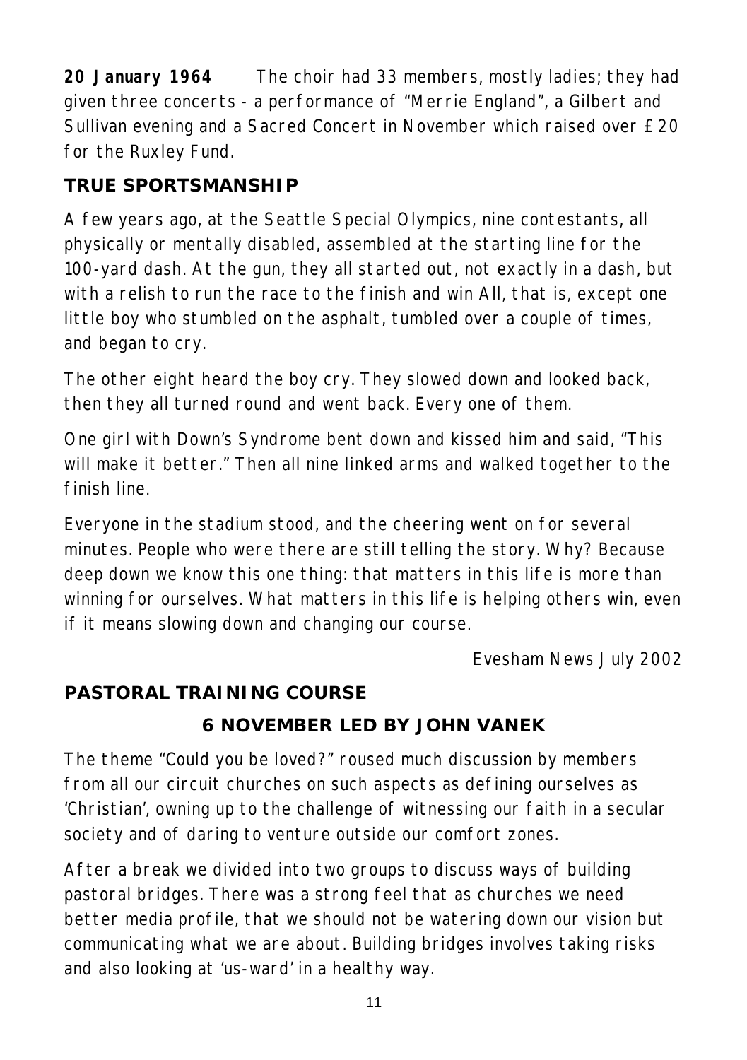**20 January 1964** The choir had 33 members, mostly ladies; they had given three concerts - a performance of "Merrie England", a Gilbert and Sullivan evening and a Sacred Concert in November which raised over £20 for the Ruxley Fund.

## TRUE SPORTSMANSHIP

A few years ago, at the Seattle Special Olympics, nine contestants, all physically or mentally disabled, assembled at the starting line for the 100-yard dash. At the gun, they all started out, not exactly in a dash, but with a relish to run the race to the finish and win All, that is, except one little boy who stumbled on the asphalt, tumbled over a couple of times, and began to cry.

The other eight heard the boy cry. They slowed down and looked back, then they all turned round and went back. Every one of them.

One girl with Down's Syndrome bent down and kissed him and said, "This will make it better." Then all nine linked arms and walked together to the finish line.

Everyone in the stadium stood, and the cheering went on for several minutes. People who were there are still telling the story. Why? Because deep down we know this one thing: that matters in this life is more than winning for ourselves. What matters in this life is helping others win, even if it means slowing down and changing our course.

*Evesham News July 2002*

## PASTORAL TRAINING COURSE

### 6 NOVEMBER LED BY JOHN VANEK

The theme "Could you be loved?" roused much discussion by members from all our circuit churches on such aspects as defining ourselves as 'Christian', owning up to the challenge of witnessing our faith in a secular society and of daring to venture outside our comfort zones.

After a break we divided into two groups to discuss ways of building pastoral bridges. There was a strong feel that as churches we need better media profile, that we should not be watering down our vision but communicating what we are about. Building bridges involves taking risks and also looking at 'us-ward' in a healthy way.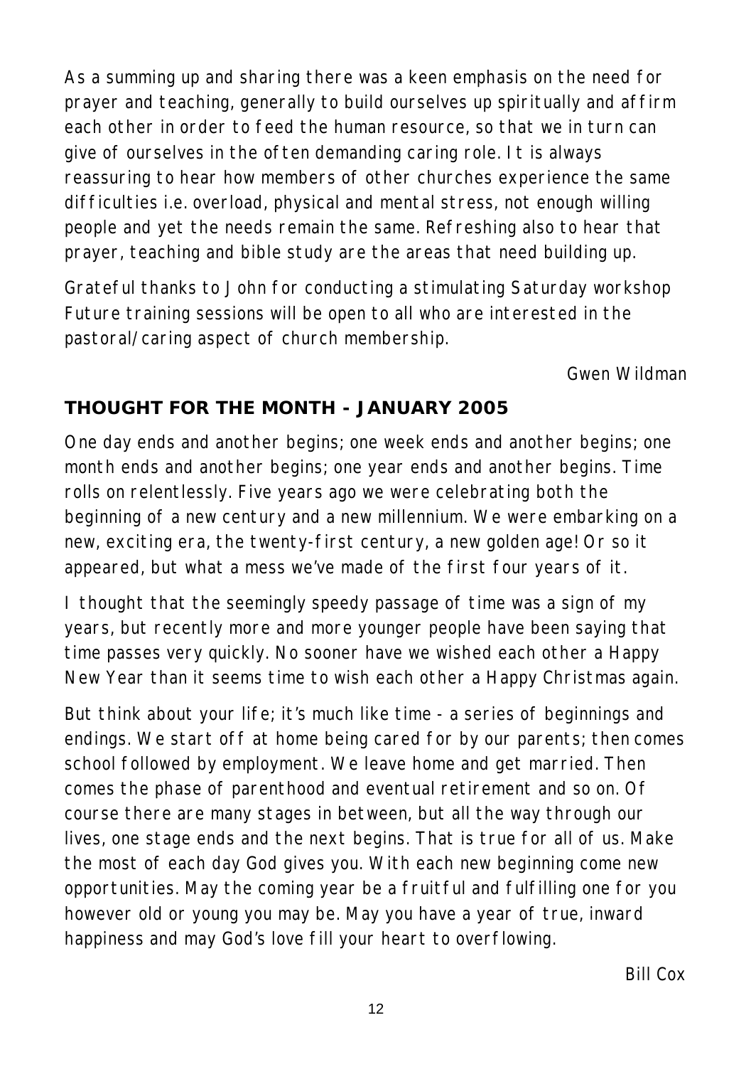As a summing up and sharing there was a keen emphasis on the need for prayer and teaching, generally to build ourselves up spiritually and affirm each other in order to feed the human resource, so that we in turn can give of ourselves in the often demanding caring role. It is always reassuring to hear how members of other churches experience the same difficulties i.e. overload, physical and mental stress, not enough willing people and yet the needs remain the same. Refreshing also to hear that prayer, teaching and bible study are the areas that need building up.

Grateful thanks to John for conducting a stimulating Saturday workshop Future training sessions will be open to all who are interested in the pastoral/caring aspect of church membership.

Gwen Wildman

## THOUGHT FOR THE MONTH - JANUARY 2005

One day ends and another begins; one week ends and another begins; one month ends and another begins; one year ends and another begins. Time rolls on relentlessly. Five years ago we were celebrating both the beginning of a new century and a new millennium. We were embarking on a new, exciting era, the twenty-first century, a new golden age! Or so it appeared, but what a mess we've made of the first four years of it.

I thought that the seemingly speedy passage of time was a sign of my years, but recently more and more younger people have been saying that time passes very quickly. No sooner have we wished each other a Happy New Year than it seems time to wish each other a Happy Christmas again.

But think about your life; it's much like time - a series of beginnings and endings. We start off at home being cared for by our parents; then comes school followed by employment. We leave home and get married. Then comes the phase of parenthood and eventual retirement and so on. Of course there are many stages in between, but all the way through our lives, one stage ends and the next begins. That is true for all of us. Make the most of each day God gives you. With each new beginning come new opportunities. May the coming year be a fruitful and fulfilling one for you however old or young you may be. May you have a year of true, inward happiness and may God's love fill your heart to overflowing.

Bill Cox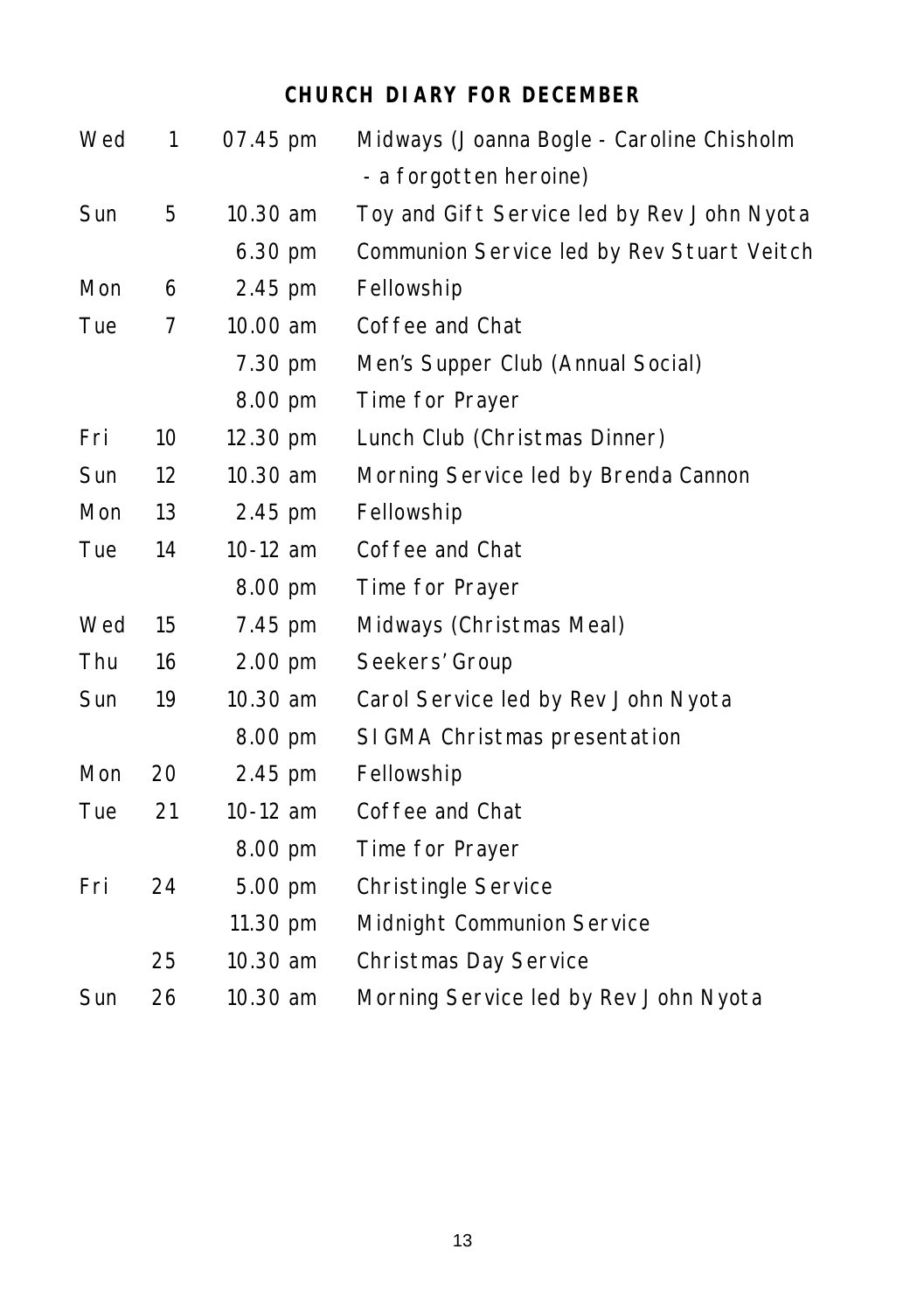## CHURCH DIARY FOR DECEMBER

| | | | |
|---|---|---|---|
| Wed | 1 | 07.45 pm | Midways (Joanna Bogle - Caroline Chisholm - a forgotten heroine) |
| Sun | 5 | 10.30 am | Toy and Gift Service led by Rev John Nyota |
| | | 6.30 pm | Communion Service led by Rev Stuart Veitch |
| Mon | 6 | 2.45 pm | Fellowship |
| Tue | 7 | 10.00 am | Coffee and Chat |
| | | 7.30 pm | Men's Supper Club (Annual Social) |
| | | 8.00 pm | Time for Prayer |
| Fri | 10 | 12.30 pm | Lunch Club (Christmas Dinner) |
| Sun | 12 | 10.30 am | Morning Service led by Brenda Cannon |
| Mon | 13 | 2.45 pm | Fellowship |
| Tue | 14 | 10-12 am | Coffee and Chat |
| | | 8.00 pm | Time for Prayer |
| Wed | 15 | 7.45 pm | Midways (Christmas Meal) |
| Thu | 16 | 2.00 pm | Seekers' Group |
| Sun | 19 | 10.30 am | Carol Service led by Rev John Nyota |
| | | 8.00 pm | SIGMA Christmas presentation |
| Mon | 20 | 2.45 pm | Fellowship |
| Tue | 21 | 10-12 am | Coffee and Chat |
| | | 8.00 pm | Time for Prayer |
| Fri | 24 | 5.00 pm | Christingle Service |
| | | 11.30 pm | Midnight Communion Service |
| | 25 | 10.30 am | Christmas Day Service |
| Sun | 26 | 10.30 am | Morning Service led by Rev John Nyota |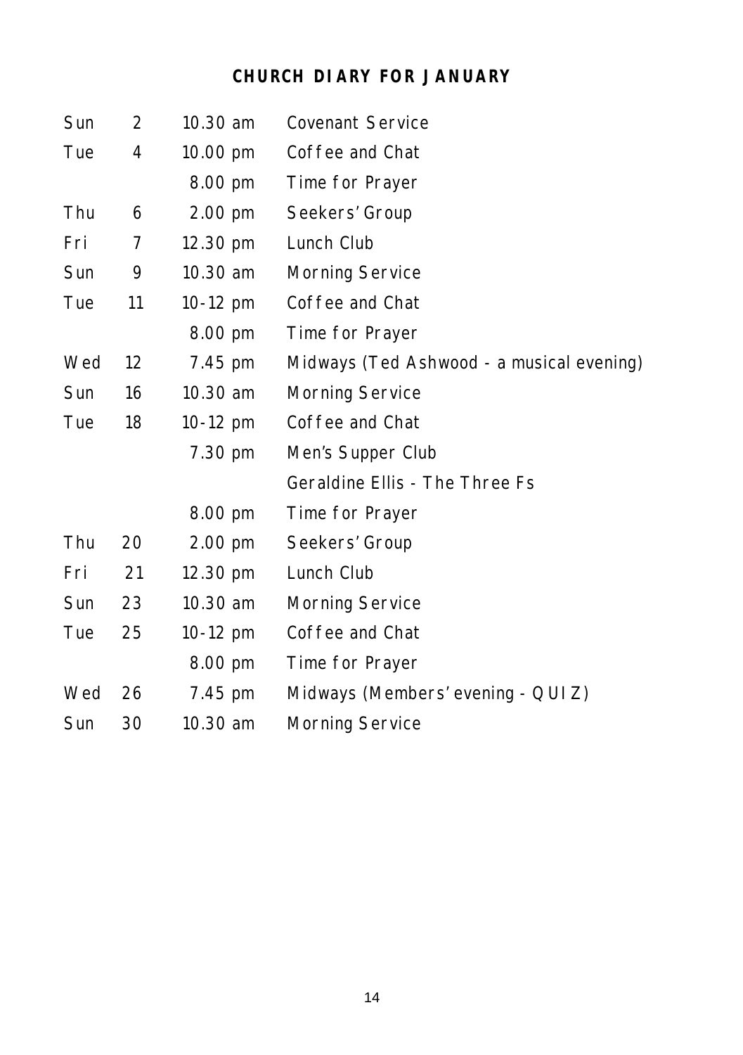## CHURCH DIARY FOR JANUARY

| | | | |
|---|---|---|---|
| Sun | 2 | 10.30 am | Covenant Service |
| Tue | 4 | 10.00 pm | Coffee and Chat |
| | | 8.00 pm | Time for Prayer |
| Thu | 6 | 2.00 pm | Seekers' Group |
| Fri | 7 | 12.30 pm | Lunch Club |
| Sun | 9 | 10.30 am | Morning Service |
| Tue | 11 | 10-12 pm | Coffee and Chat |
| | | 8.00 pm | Time for Prayer |
| Wed | 12 | 7.45 pm | Midways (Ted Ashwood - a musical evening) |
| Sun | 16 | 10.30 am | Morning Service |
| Tue | 18 | 10-12 pm | Coffee and Chat |
| | | 7.30 pm | Men's Supper Club |
| | | | Geraldine Ellis - The Three Fs |
| | | 8.00 pm | Time for Prayer |
| Thu | 20 | 2.00 pm | Seekers' Group |
| Fri | 21 | 12.30 pm | Lunch Club |
| Sun | 23 | 10.30 am | Morning Service |
| Tue | 25 | 10-12 pm | Coffee and Chat |
| | | 8.00 pm | Time for Prayer |
| Wed | 26 | 7.45 pm | Midways (Members' evening - QUIZ) |
| Sun | 30 | 10.30 am | Morning Service |